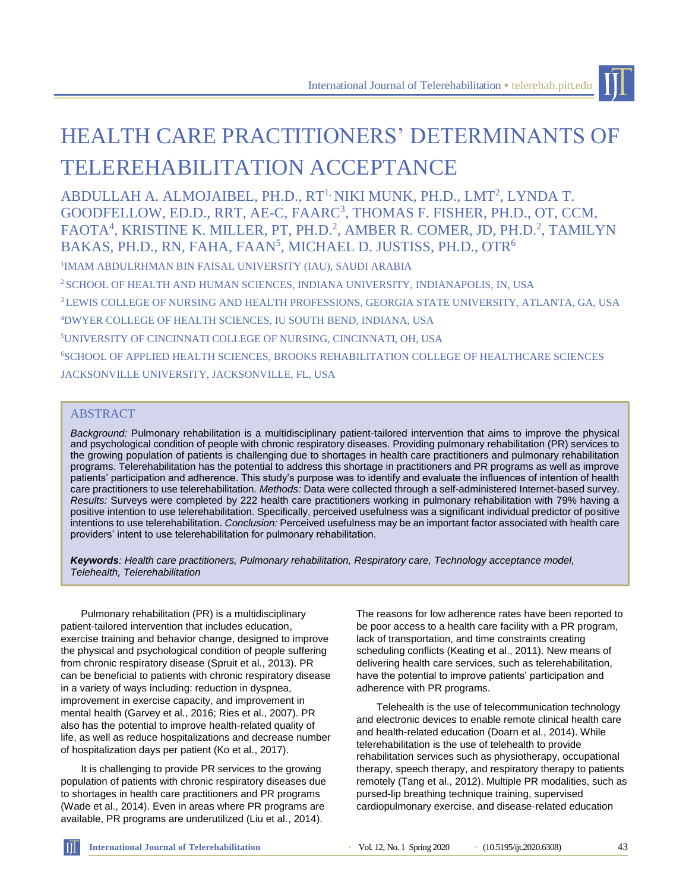# HEALTH CARE PRACTITIONERS' DETERMINANTS OF TELEREHABILITATION ACCEPTANCE

ABDULLAH A. ALMOJAIBEL, PH.D., RT[1], NIKI MUNK, PH.D., LMT[2], LYNDA T. GOODFELLOW, ED.D., RRT, AE-C, FAARC[3], THOMAS F. FISHER, PH.D., OT, CCM, FAOTA[4], KRISTINE K. MILLER, PT, PH.D.[2], AMBER R. COMER, JD, PH.D.[2], TAMILYN BAKAS, PH.D., RN, FAHA, FAAN[5], MICHAEL D. JUSTISS, PH.D., OTR[6]

[1]IMAM ABDULRHMAN BIN FAISAL UNIVERSITY (IAU), SAUDI ARABIA

[2]SCHOOL OF HEALTH AND HUMAN SCIENCES, INDIANA UNIVERSITY, INDIANAPOLIS, IN, USA

[3]LEWIS COLLEGE OF NURSING AND HEALTH PROFESSIONS, GEORGIA STATE UNIVERSITY, ATLANTA, GA, USA

[4]DWYER COLLEGE OF HEALTH SCIENCES, IU SOUTH BEND, INDIANA, USA

[5]UNIVERSITY OF CINCINNATI COLLEGE OF NURSING, CINCINNATI, OH, USA

[6]SCHOOL OF APPLIED HEALTH SCIENCES, BROOKS REHABILITATION COLLEGE OF HEALTHCARE SCIENCES JACKSONVILLE UNIVERSITY, JACKSONVILLE, FL, USA

## ABSTRACT

*Background:* Pulmonary rehabilitation is a multidisciplinary patient-tailored intervention that aims to improve the physical and psychological condition of people with chronic respiratory diseases. Providing pulmonary rehabilitation (PR) services to the growing population of patients is challenging due to shortages in health care practitioners and pulmonary rehabilitation programs. Telerehabilitation has the potential to address this shortage in practitioners and PR programs as well as improve patients' participation and adherence. This study's purpose was to identify and evaluate the influences of intention of health care practitioners to use telerehabilitation. *Methods:* Data were collected through a self-administered Internet-based survey. *Results:* Surveys were completed by 222 health care practitioners working in pulmonary rehabilitation with 79% having a positive intention to use telerehabilitation. Specifically, perceived usefulness was a significant individual predictor of positive intentions to use telerehabilitation. *Conclusion:* Perceived usefulness may be an important factor associated with health care providers' intent to use telerehabilitation for pulmonary rehabilitation.

***Keywords****: Health care practitioners, Pulmonary rehabilitation, Respiratory care, Technology acceptance model, Telehealth, Telerehabilitation*

Pulmonary rehabilitation (PR) is a multidisciplinary patient-tailored intervention that includes education, exercise training and behavior change, designed to improve the physical and psychological condition of people suffering from chronic respiratory disease (Spruit et al., 2013). PR can be beneficial to patients with chronic respiratory disease in a variety of ways including: reduction in dyspnea, improvement in exercise capacity, and improvement in mental health (Garvey et al., 2016; Ries et al., 2007). PR also has the potential to improve health-related quality of life, as well as reduce hospitalizations and decrease number of hospitalization days per patient (Ko et al., 2017).

It is challenging to provide PR services to the growing population of patients with chronic respiratory diseases due to shortages in health care practitioners and PR programs (Wade et al., 2014). Even in areas where PR programs are available, PR programs are underutilized (Liu et al., 2014). The reasons for low adherence rates have been reported to be poor access to a health care facility with a PR program, lack of transportation, and time constraints creating scheduling conflicts (Keating et al., 2011). New means of delivering health care services, such as telerehabilitation, have the potential to improve patients' participation and adherence with PR programs.

Telehealth is the use of telecommunication technology and electronic devices to enable remote clinical health care and health-related education (Doarn et al., 2014). While telerehabilitation is the use of telehealth to provide rehabilitation services such as physiotherapy, occupational therapy, speech therapy, and respiratory therapy to patients remotely (Tang et al., 2012). Multiple PR modalities, such as pursed-lip breathing technique training, supervised cardiopulmonary exercise, and disease-related education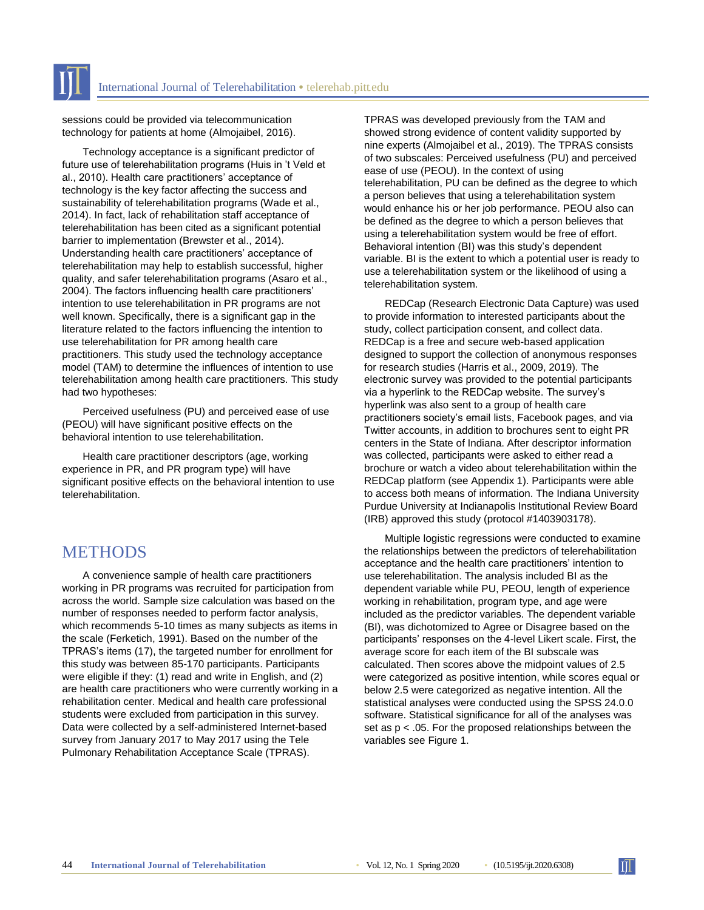sessions could be provided via telecommunication technology for patients at home (Almojaibel, 2016).

Technology acceptance is a significant predictor of future use of telerehabilitation programs (Huis in 't Veld et al., 2010). Health care practitioners' acceptance of technology is the key factor affecting the success and sustainability of telerehabilitation programs (Wade et al., 2014). In fact, lack of rehabilitation staff acceptance of telerehabilitation has been cited as a significant potential barrier to implementation (Brewster et al., 2014). Understanding health care practitioners' acceptance of telerehabilitation may help to establish successful, higher quality, and safer telerehabilitation programs (Asaro et al., 2004). The factors influencing health care practitioners' intention to use telerehabilitation in PR programs are not well known. Specifically, there is a significant gap in the literature related to the factors influencing the intention to use telerehabilitation for PR among health care practitioners. This study used the technology acceptance model (TAM) to determine the influences of intention to use telerehabilitation among health care practitioners. This study had two hypotheses:

Perceived usefulness (PU) and perceived ease of use (PEOU) will have significant positive effects on the behavioral intention to use telerehabilitation.

Health care practitioner descriptors (age, working experience in PR, and PR program type) will have significant positive effects on the behavioral intention to use telerehabilitation.

## METHODS

A convenience sample of health care practitioners working in PR programs was recruited for participation from across the world. Sample size calculation was based on the number of responses needed to perform factor analysis, which recommends 5-10 times as many subjects as items in the scale (Ferketich, 1991). Based on the number of the TPRAS's items (17), the targeted number for enrollment for this study was between 85-170 participants. Participants were eligible if they: (1) read and write in English, and (2) are health care practitioners who were currently working in a rehabilitation center. Medical and health care professional students were excluded from participation in this survey. Data were collected by a self-administered Internet-based survey from January 2017 to May 2017 using the Tele Pulmonary Rehabilitation Acceptance Scale (TPRAS).

TPRAS was developed previously from the TAM and showed strong evidence of content validity supported by nine experts (Almojaibel et al., 2019). The TPRAS consists of two subscales: Perceived usefulness (PU) and perceived ease of use (PEOU). In the context of using telerehabilitation, PU can be defined as the degree to which a person believes that using a telerehabilitation system would enhance his or her job performance. PEOU also can be defined as the degree to which a person believes that using a telerehabilitation system would be free of effort. Behavioral intention (BI) was this study's dependent variable. BI is the extent to which a potential user is ready to use a telerehabilitation system or the likelihood of using a telerehabilitation system.

REDCap (Research Electronic Data Capture) was used to provide information to interested participants about the study, collect participation consent, and collect data. REDCap is a free and secure web-based application designed to support the collection of anonymous responses for research studies (Harris et al., 2009, 2019). The electronic survey was provided to the potential participants via a hyperlink to the REDCap website. The survey's hyperlink was also sent to a group of health care practitioners society's email lists, Facebook pages, and via Twitter accounts, in addition to brochures sent to eight PR centers in the State of Indiana. After descriptor information was collected, participants were asked to either read a brochure or watch a video about telerehabilitation within the REDCap platform (see Appendix 1). Participants were able to access both means of information. The Indiana University Purdue University at Indianapolis Institutional Review Board (IRB) approved this study (protocol #1403903178).

Multiple logistic regressions were conducted to examine the relationships between the predictors of telerehabilitation acceptance and the health care practitioners' intention to use telerehabilitation. The analysis included BI as the dependent variable while PU, PEOU, length of experience working in rehabilitation, program type, and age were included as the predictor variables. The dependent variable (BI), was dichotomized to Agree or Disagree based on the participants' responses on the 4-level Likert scale. First, the average score for each item of the BI subscale was calculated. Then scores above the midpoint values of 2.5 were categorized as positive intention, while scores equal or below 2.5 were categorized as negative intention. All the statistical analyses were conducted using the SPSS 24.0.0 software. Statistical significance for all of the analyses was set as $p < .05$. For the proposed relationships between the variables see Figure 1.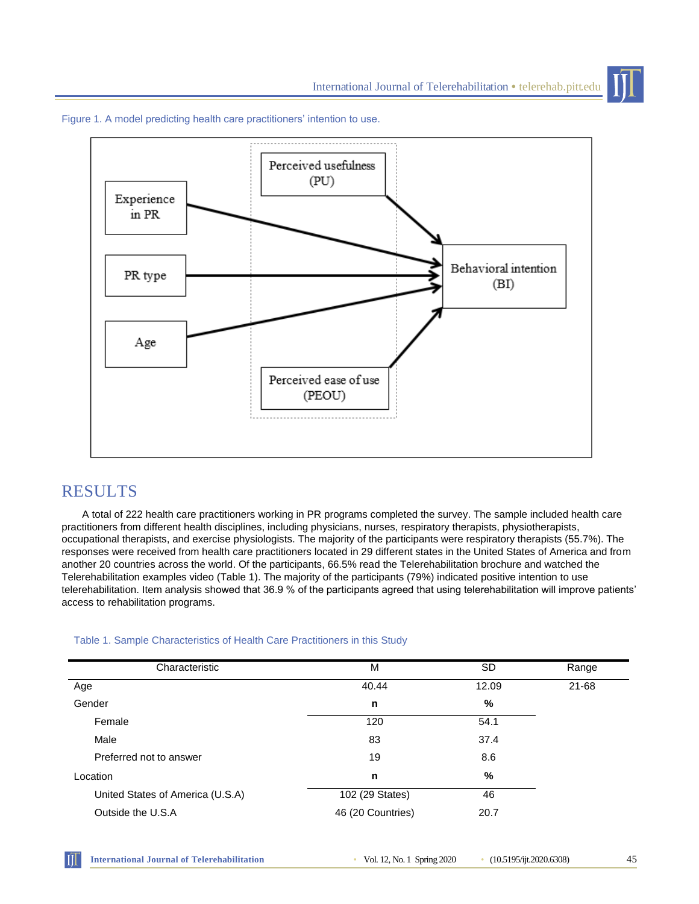Figure 1. A model predicting health care practitioners' intention to use.

## RESULTS

A total of 222 health care practitioners working in PR programs completed the survey. The sample included health care practitioners from different health disciplines, including physicians, nurses, respiratory therapists, physiotherapists, occupational therapists, and exercise physiologists. The majority of the participants were respiratory therapists (55.7%). The responses were received from health care practitioners located in 29 different states in the United States of America and from another 20 countries across the world. Of the participants, 66.5% read the Telerehabilitation brochure and watched the Telerehabilitation examples video (Table 1). The majority of the participants (79%) indicated positive intention to use telerehabilitation. Item analysis showed that 36.9 % of the participants agreed that using telerehabilitation will improve patients' access to rehabilitation programs.

Table 1. Sample Characteristics of Health Care Practitioners in this Study

| Characteristic | M | SD | Range |
|---|---|---|---|
| Age | 40.44 | 12.09 | 21-68 |
| Gender | **n** | **%** | |
| Female | 120 | 54.1 | |
| Male | 83 | 37.4 | |
| Preferred not to answer | 19 | 8.6 | |
| Location | **n** | **%** | |
| United States of America (U.S.A) | 102 (29 States) | 46 | |
| Outside the U.S.A | 46 (20 Countries) | 20.7 | |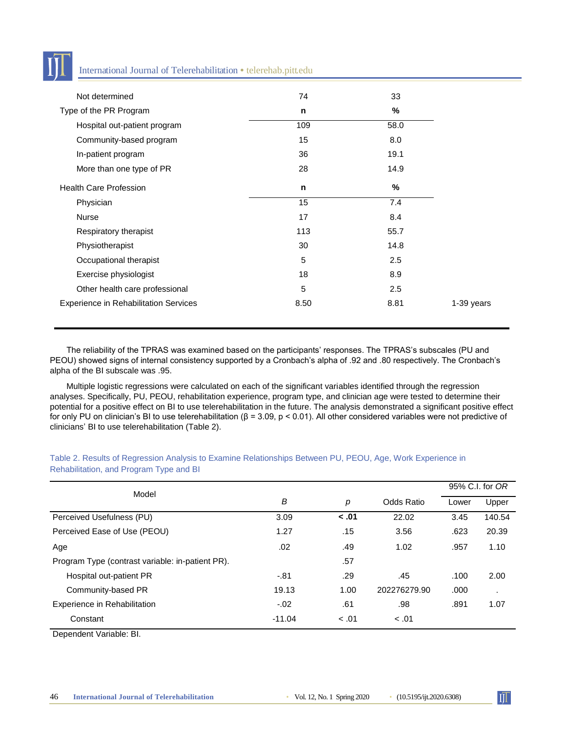| | | | |
|---|---|---|---|
| Not determined | 74 | 33 | |
| Type of the PR Program | **n** | **%** | |
| Hospital out-patient program | 109 | 58.0 | |
| Community-based program | 15 | 8.0 | |
| In-patient program | 36 | 19.1 | |
| More than one type of PR | 28 | 14.9 | |
| Health Care Profession | **n** | **%** | |
| Physician | 15 | 7.4 | |
| Nurse | 17 | 8.4 | |
| Respiratory therapist | 113 | 55.7 | |
| Physiotherapist | 30 | 14.8 | |
| Occupational therapist | 5 | 2.5 | |
| Exercise physiologist | 18 | 8.9 | |
| Other health care professional | 5 | 2.5 | |
| Experience in Rehabilitation Services | 8.50 | 8.81 | 1-39 years |

The reliability of the TPRAS was examined based on the participants' responses. The TPRAS's subscales (PU and PEOU) showed signs of internal consistency supported by a Cronbach's alpha of .92 and .80 respectively. The Cronbach's alpha of the BI subscale was .95.

Multiple logistic regressions were calculated on each of the significant variables identified through the regression analyses. Specifically, PU, PEOU, rehabilitation experience, program type, and clinician age were tested to determine their potential for a positive effect on BI to use telerehabilitation in the future. The analysis demonstrated a significant positive effect for only PU on clinician's BI to use telerehabilitation ($\beta = 3.09$, $p < 0.01$). All other considered variables were not predictive of clinicians' BI to use telerehabilitation (Table 2).

Table 2. Results of Regression Analysis to Examine Relationships Between PU, PEOU, Age, Work Experience in Rehabilitation, and Program Type and BI

| Model | | | | 95% C.I. for *OR* | |
|---|---|---|---|---|---|
| | *B* | *p* | Odds Ratio | Lower | Upper |
| Perceived Usefulness (PU) | 3.09 | **< .01** | 22.02 | 3.45 | 140.54 |
| Perceived Ease of Use (PEOU) | 1.27 | .15 | 3.56 | .623 | 20.39 |
| Age | .02 | .49 | 1.02 | .957 | 1.10 |
| Program Type (contrast variable: in-patient PR). | | .57 | | | |
| Hospital out-patient PR | -.81 | .29 | .45 | .100 | 2.00 |
| Community-based PR | 19.13 | 1.00 | 202276279.90 | .000 | . |
| Experience in Rehabilitation | -.02 | .61 | .98 | .891 | 1.07 |
| Constant | -11.04 | < .01 | < .01 | | |

Dependent Variable: BI.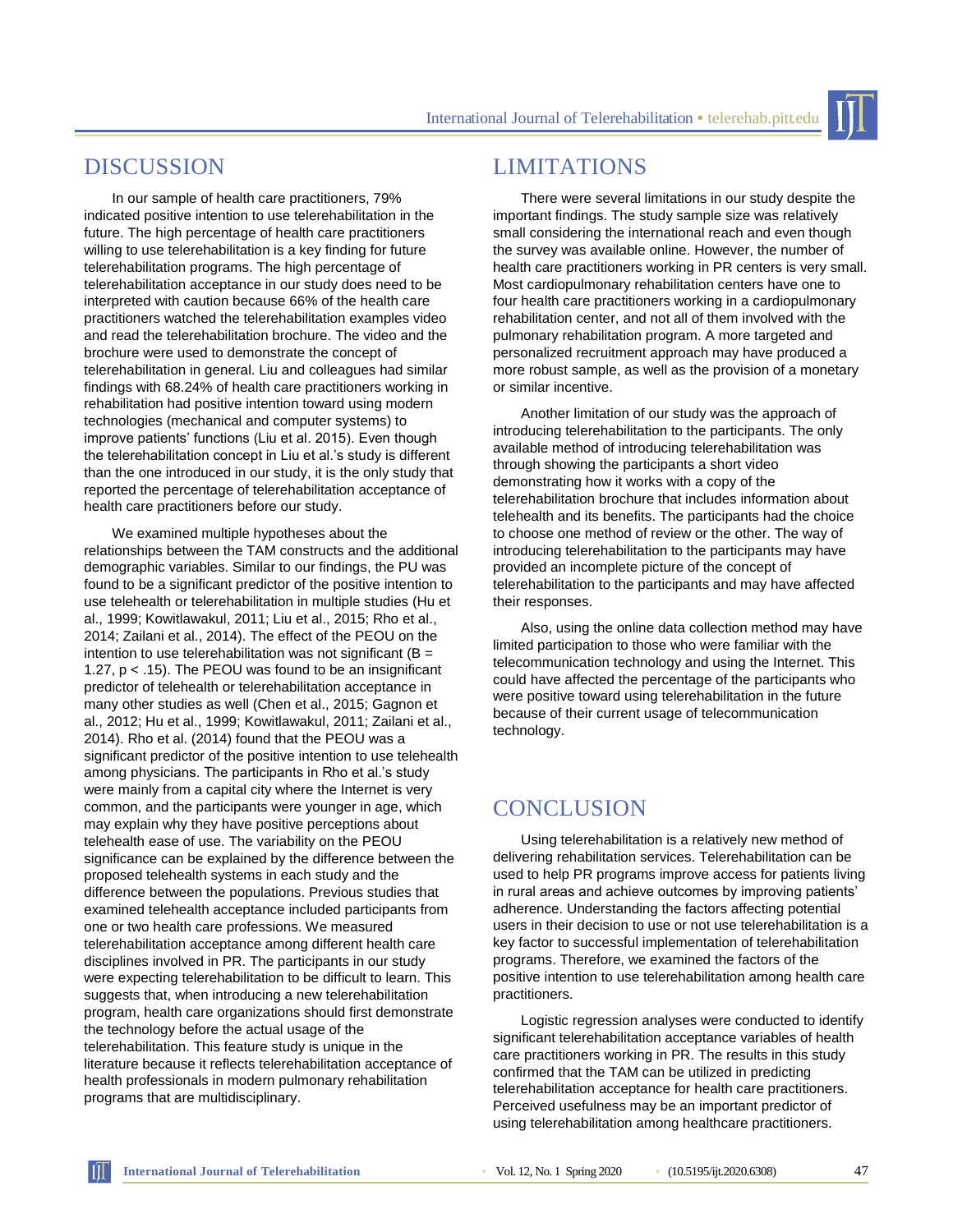## DISCUSSION

In our sample of health care practitioners, 79% indicated positive intention to use telerehabilitation in the future. The high percentage of health care practitioners willing to use telerehabilitation is a key finding for future telerehabilitation programs. The high percentage of telerehabilitation acceptance in our study does need to be interpreted with caution because 66% of the health care practitioners watched the telerehabilitation examples video and read the telerehabilitation brochure. The video and the brochure were used to demonstrate the concept of telerehabilitation in general. Liu and colleagues had similar findings with 68.24% of health care practitioners working in rehabilitation had positive intention toward using modern technologies (mechanical and computer systems) to improve patients' functions (Liu et al. 2015). Even though the telerehabilitation concept in Liu et al.'s study is different than the one introduced in our study, it is the only study that reported the percentage of telerehabilitation acceptance of health care practitioners before our study.

We examined multiple hypotheses about the relationships between the TAM constructs and the additional demographic variables. Similar to our findings, the PU was found to be a significant predictor of the positive intention to use telehealth or telerehabilitation in multiple studies (Hu et al., 1999; Kowitlawakul, 2011; Liu et al., 2015; Rho et al., 2014; Zailani et al., 2014). The effect of the PEOU on the intention to use telerehabilitation was not significant ($B = 1.27$, $p < .15$). The PEOU was found to be an insignificant predictor of telehealth or telerehabilitation acceptance in many other studies as well (Chen et al., 2015; Gagnon et al., 2012; Hu et al., 1999; Kowitlawakul, 2011; Zailani et al., 2014). Rho et al. (2014) found that the PEOU was a significant predictor of the positive intention to use telehealth among physicians. The participants in Rho et al.'s study were mainly from a capital city where the Internet is very common, and the participants were younger in age, which may explain why they have positive perceptions about telehealth ease of use. The variability on the PEOU significance can be explained by the difference between the proposed telehealth systems in each study and the difference between the populations. Previous studies that examined telehealth acceptance included participants from one or two health care professions. We measured telerehabilitation acceptance among different health care disciplines involved in PR. The participants in our study were expecting telerehabilitation to be difficult to learn. This suggests that, when introducing a new telerehabilitation program, health care organizations should first demonstrate the technology before the actual usage of the telerehabilitation. This feature study is unique in the literature because it reflects telerehabilitation acceptance of health professionals in modern pulmonary rehabilitation programs that are multidisciplinary.

## LIMITATIONS

There were several limitations in our study despite the important findings. The study sample size was relatively small considering the international reach and even though the survey was available online. However, the number of health care practitioners working in PR centers is very small. Most cardiopulmonary rehabilitation centers have one to four health care practitioners working in a cardiopulmonary rehabilitation center, and not all of them involved with the pulmonary rehabilitation program. A more targeted and personalized recruitment approach may have produced a more robust sample, as well as the provision of a monetary or similar incentive.

Another limitation of our study was the approach of introducing telerehabilitation to the participants. The only available method of introducing telerehabilitation was through showing the participants a short video demonstrating how it works with a copy of the telerehabilitation brochure that includes information about telehealth and its benefits. The participants had the choice to choose one method of review or the other. The way of introducing telerehabilitation to the participants may have provided an incomplete picture of the concept of telerehabilitation to the participants and may have affected their responses.

Also, using the online data collection method may have limited participation to those who were familiar with the telecommunication technology and using the Internet. This could have affected the percentage of the participants who were positive toward using telerehabilitation in the future because of their current usage of telecommunication technology.

## CONCLUSION

Using telerehabilitation is a relatively new method of delivering rehabilitation services. Telerehabilitation can be used to help PR programs improve access for patients living in rural areas and achieve outcomes by improving patients' adherence. Understanding the factors affecting potential users in their decision to use or not use telerehabilitation is a key factor to successful implementation of telerehabilitation programs. Therefore, we examined the factors of the positive intention to use telerehabilitation among health care practitioners.

Logistic regression analyses were conducted to identify significant telerehabilitation acceptance variables of health care practitioners working in PR. The results in this study confirmed that the TAM can be utilized in predicting telerehabilitation acceptance for health care practitioners. Perceived usefulness may be an important predictor of using telerehabilitation among healthcare practitioners.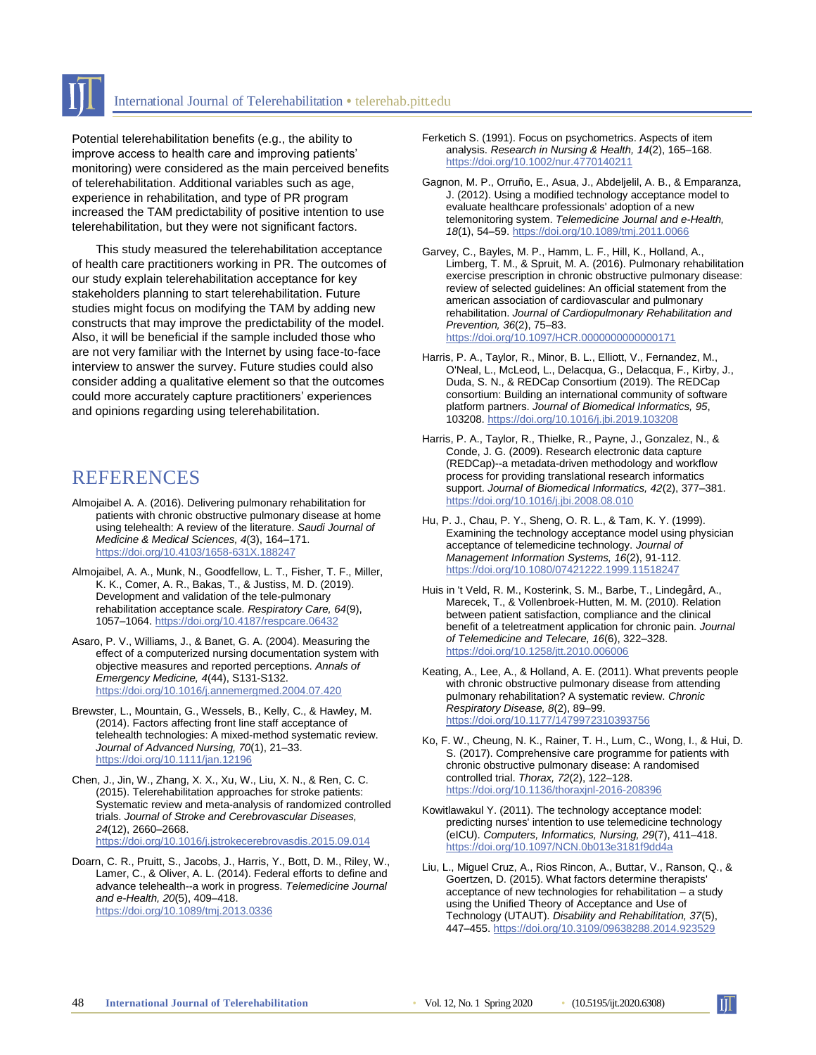Potential telerehabilitation benefits (e.g., the ability to improve access to health care and improving patients' monitoring) were considered as the main perceived benefits of telerehabilitation. Additional variables such as age, experience in rehabilitation, and type of PR program increased the TAM predictability of positive intention to use telerehabilitation, but they were not significant factors.

This study measured the telerehabilitation acceptance of health care practitioners working in PR. The outcomes of our study explain telerehabilitation acceptance for key stakeholders planning to start telerehabilitation. Future studies might focus on modifying the TAM by adding new constructs that may improve the predictability of the model. Also, it will be beneficial if the sample included those who are not very familiar with the Internet by using face-to-face interview to answer the survey. Future studies could also consider adding a qualitative element so that the outcomes could more accurately capture practitioners' experiences and opinions regarding using telerehabilitation.

## REFERENCES

Almojaibel A. A. (2016). Delivering pulmonary rehabilitation for patients with chronic obstructive pulmonary disease at home using telehealth: A review of the literature. *Saudi Journal of Medicine & Medical Sciences, 4*(3), 164–171. https://doi.org/10.4103/1658-631X.188247

Almojaibel, A. A., Munk, N., Goodfellow, L. T., Fisher, T. F., Miller, K. K., Comer, A. R., Bakas, T., & Justiss, M. D. (2019). Development and validation of the tele-pulmonary rehabilitation acceptance scale. *Respiratory Care, 64*(9), 1057–1064. https://doi.org/10.4187/respcare.06432

Asaro, P. V., Williams, J., & Banet, G. A. (2004). Measuring the effect of a computerized nursing documentation system with objective measures and reported perceptions. *Annals of Emergency Medicine, 4*(44), S131-S132. https://doi.org/10.1016/j.annemergmed.2004.07.420

Brewster, L., Mountain, G., Wessels, B., Kelly, C., & Hawley, M. (2014). Factors affecting front line staff acceptance of telehealth technologies: A mixed-method systematic review. *Journal of Advanced Nursing, 70*(1), 21–33. https://doi.org/10.1111/jan.12196

Chen, J., Jin, W., Zhang, X. X., Xu, W., Liu, X. N., & Ren, C. C. (2015). Telerehabilitation approaches for stroke patients: Systematic review and meta-analysis of randomized controlled trials. *Journal of Stroke and Cerebrovascular Diseases, 24*(12), 2660–2668. https://doi.org/10.1016/j.jstrokecerebrovasdis.2015.09.014

Doarn, C. R., Pruitt, S., Jacobs, J., Harris, Y., Bott, D. M., Riley, W., Lamer, C., & Oliver, A. L. (2014). Federal efforts to define and advance telehealth--a work in progress. *Telemedicine Journal and e-Health, 20*(5), 409–418. https://doi.org/10.1089/tmj.2013.0336

Ferketich S. (1991). Focus on psychometrics. Aspects of item analysis. *Research in Nursing & Health, 14*(2), 165–168. https://doi.org/10.1002/nur.4770140211

Gagnon, M. P., Orruño, E., Asua, J., Abdeljelil, A. B., & Emparanza, J. (2012). Using a modified technology acceptance model to evaluate healthcare professionals' adoption of a new telemonitoring system. *Telemedicine Journal and e-Health, 18*(1), 54–59. https://doi.org/10.1089/tmj.2011.0066

Garvey, C., Bayles, M. P., Hamm, L. F., Hill, K., Holland, A., Limberg, T. M., & Spruit, M. A. (2016). Pulmonary rehabilitation exercise prescription in chronic obstructive pulmonary disease: review of selected guidelines: An official statement from the american association of cardiovascular and pulmonary rehabilitation. *Journal of Cardiopulmonary Rehabilitation and Prevention, 36*(2), 75–83. https://doi.org/10.1097/HCR.0000000000000171

Harris, P. A., Taylor, R., Minor, B. L., Elliott, V., Fernandez, M., O'Neal, L., McLeod, L., Delacqua, G., Delacqua, F., Kirby, J., Duda, S. N., & REDCap Consortium (2019). The REDCap consortium: Building an international community of software platform partners. *Journal of Biomedical Informatics, 95*, 103208. https://doi.org/10.1016/j.jbi.2019.103208

Harris, P. A., Taylor, R., Thielke, R., Payne, J., Gonzalez, N., & Conde, J. G. (2009). Research electronic data capture (REDCap)--a metadata-driven methodology and workflow process for providing translational research informatics support. *Journal of Biomedical Informatics, 42*(2), 377–381. https://doi.org/10.1016/j.jbi.2008.08.010

Hu, P. J., Chau, P. Y., Sheng, O. R. L., & Tam, K. Y. (1999). Examining the technology acceptance model using physician acceptance of telemedicine technology. *Journal of Management Information Systems, 16*(2), 91-112. https://doi.org/10.1080/07421222.1999.11518247

Huis in 't Veld, R. M., Kosterink, S. M., Barbe, T., Lindegård, A., Marecek, T., & Vollenbroek-Hutten, M. M. (2010). Relation between patient satisfaction, compliance and the clinical benefit of a teletreatment application for chronic pain. *Journal of Telemedicine and Telecare, 16*(6), 322–328. https://doi.org/10.1258/jtt.2010.006006

Keating, A., Lee, A., & Holland, A. E. (2011). What prevents people with chronic obstructive pulmonary disease from attending pulmonary rehabilitation? A systematic review. *Chronic Respiratory Disease, 8*(2), 89–99. https://doi.org/10.1177/1479972310393756

Ko, F. W., Cheung, N. K., Rainer, T. H., Lum, C., Wong, I., & Hui, D. S. (2017). Comprehensive care programme for patients with chronic obstructive pulmonary disease: A randomised controlled trial. *Thorax, 72*(2), 122–128. https://doi.org/10.1136/thoraxjnl-2016-208396

Kowitlawakul Y. (2011). The technology acceptance model: predicting nurses' intention to use telemedicine technology (eICU). *Computers, Informatics, Nursing, 29*(7), 411–418. https://doi.org/10.1097/NCN.0b013e3181f9dd4a

Liu, L., Miguel Cruz, A., Rios Rincon, A., Buttar, V., Ranson, Q., & Goertzen, D. (2015). What factors determine therapists' acceptance of new technologies for rehabilitation – a study using the Unified Theory of Acceptance and Use of Technology (UTAUT). *Disability and Rehabilitation, 37*(5), 447–455. https://doi.org/10.3109/09638288.2014.923529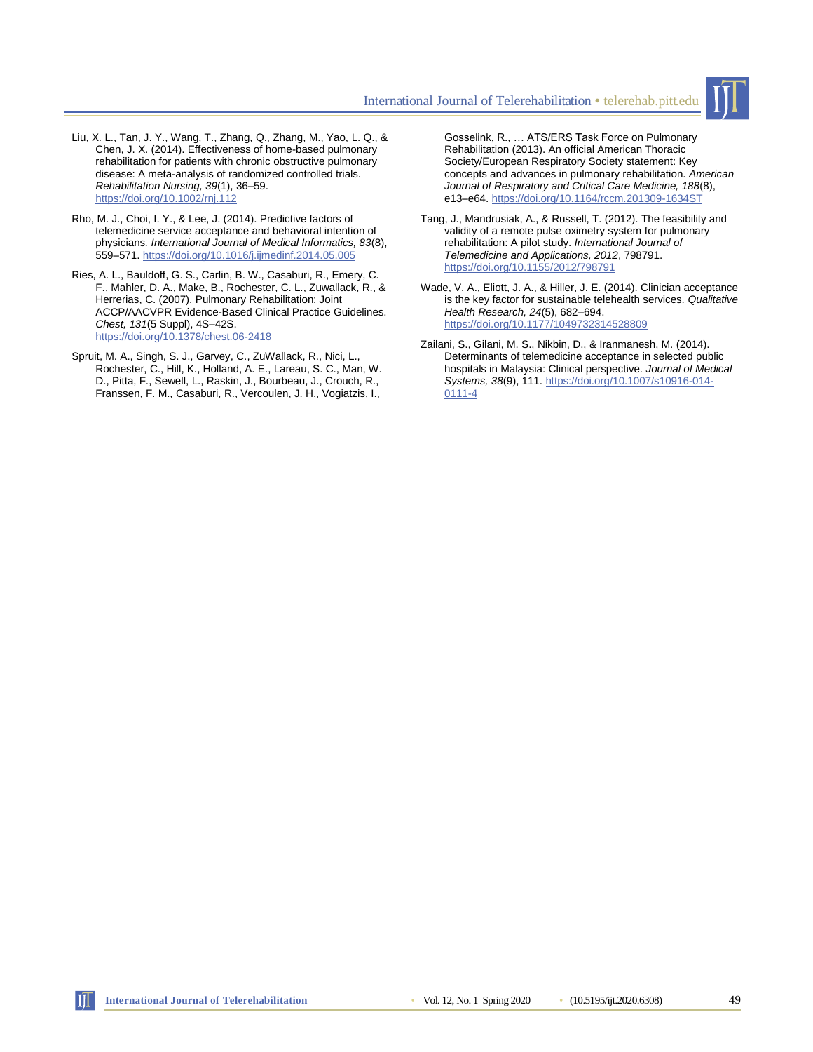Liu, X. L., Tan, J. Y., Wang, T., Zhang, Q., Zhang, M., Yao, L. Q., & Chen, J. X. (2014). Effectiveness of home-based pulmonary rehabilitation for patients with chronic obstructive pulmonary disease: A meta-analysis of randomized controlled trials. *Rehabilitation Nursing, 39*(1), 36–59. https://doi.org/10.1002/rnj.112

Rho, M. J., Choi, I. Y., & Lee, J. (2014). Predictive factors of telemedicine service acceptance and behavioral intention of physicians. *International Journal of Medical Informatics, 83*(8), 559–571. https://doi.org/10.1016/j.ijmedinf.2014.05.005

Ries, A. L., Bauldoff, G. S., Carlin, B. W., Casaburi, R., Emery, C. F., Mahler, D. A., Make, B., Rochester, C. L., Zuwallack, R., & Herrerias, C. (2007). Pulmonary Rehabilitation: Joint ACCP/AACVPR Evidence-Based Clinical Practice Guidelines. *Chest, 131*(5 Suppl), 4S–42S. https://doi.org/10.1378/chest.06-2418

Spruit, M. A., Singh, S. J., Garvey, C., ZuWallack, R., Nici, L., Rochester, C., Hill, K., Holland, A. E., Lareau, S. C., Man, W. D., Pitta, F., Sewell, L., Raskin, J., Bourbeau, J., Crouch, R., Franssen, F. M., Casaburi, R., Vercoulen, J. H., Vogiatzis, I., Gosselink, R., … ATS/ERS Task Force on Pulmonary Rehabilitation (2013). An official American Thoracic Society/European Respiratory Society statement: Key concepts and advances in pulmonary rehabilitation. *American Journal of Respiratory and Critical Care Medicine, 188*(8), e13–e64. https://doi.org/10.1164/rccm.201309-1634ST

Tang, J., Mandrusiak, A., & Russell, T. (2012). The feasibility and validity of a remote pulse oximetry system for pulmonary rehabilitation: A pilot study. *International Journal of Telemedicine and Applications, 2012*, 798791. https://doi.org/10.1155/2012/798791

Wade, V. A., Eliott, J. A., & Hiller, J. E. (2014). Clinician acceptance is the key factor for sustainable telehealth services. *Qualitative Health Research, 24*(5), 682–694. https://doi.org/10.1177/1049732314528809

Zailani, S., Gilani, M. S., Nikbin, D., & Iranmanesh, M. (2014). Determinants of telemedicine acceptance in selected public hospitals in Malaysia: Clinical perspective. *Journal of Medical Systems, 38*(9), 111. https://doi.org/10.1007/s10916-014-0111-4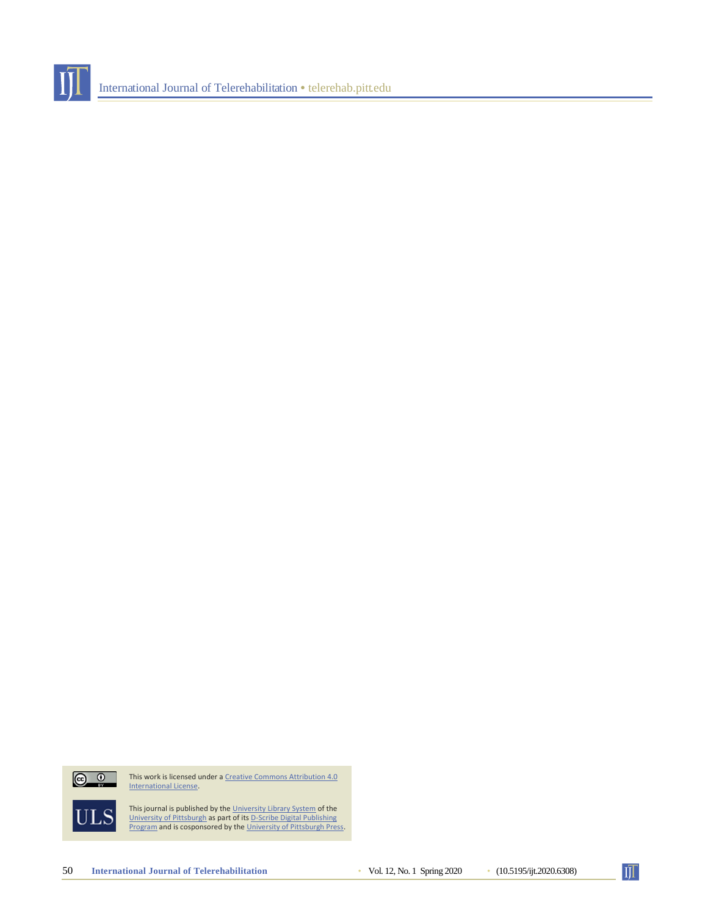This work is licensed under a Creative Commons Attribution 4.0 International License.

This journal is published by the University Library System of the University of Pittsburgh as part of its D-Scribe Digital Publishing Program and is cosponsored by the University of Pittsburgh Press.